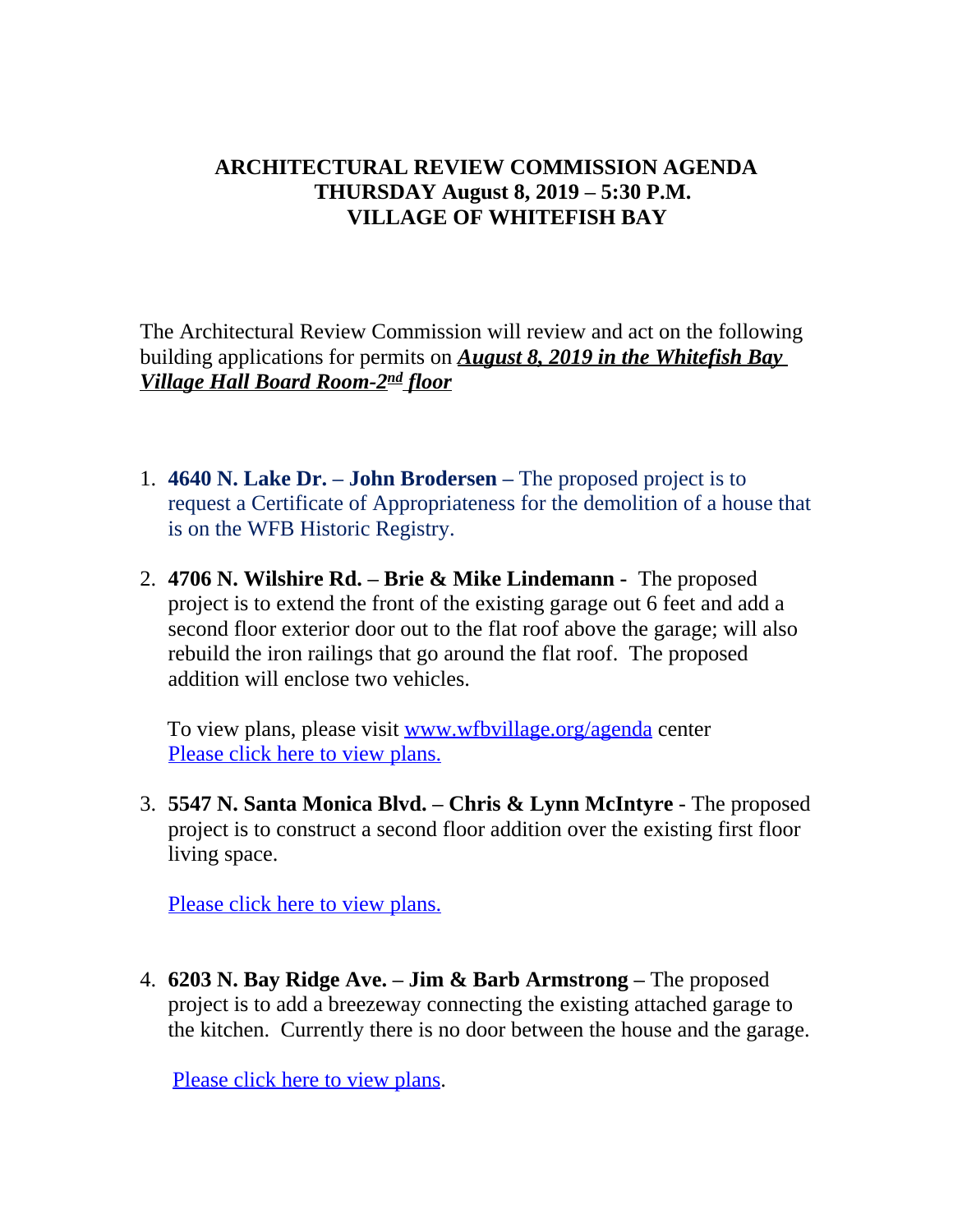# ARCHITECTURAL REVIEW COMMISSION AGENDA
## THURSDAY August 8, 2019 – 5:30 P.M.
## VILLAGE OF WHITEFISH BAY

The Architectural Review Commission will review and act on the following building applications for permits on ***August 8, 2019 in the Whitefish Bay Village Hall Board Room-2nd floor***

1. **4640 N. Lake Dr. – John Brodersen –** The proposed project is to request a Certificate of Appropriateness for the demolition of a house that is on the WFB Historic Registry.

2. **4706 N. Wilshire Rd. – Brie & Mike Lindemann -** The proposed project is to extend the front of the existing garage out 6 feet and add a second floor exterior door out to the flat roof above the garage; will also rebuild the iron railings that go around the flat roof. The proposed addition will enclose two vehicles.

   To view plans, please visit www.wfbvillage.org/agenda center
   Please click here to view plans.

3. **5547 N. Santa Monica Blvd. – Chris & Lynn McIntyre** - The proposed project is to construct a second floor addition over the existing first floor living space.

   Please click here to view plans.

4. **6203 N. Bay Ridge Ave. – Jim & Barb Armstrong –** The proposed project is to add a breezeway connecting the existing attached garage to the kitchen. Currently there is no door between the house and the garage.

   Please click here to view plans.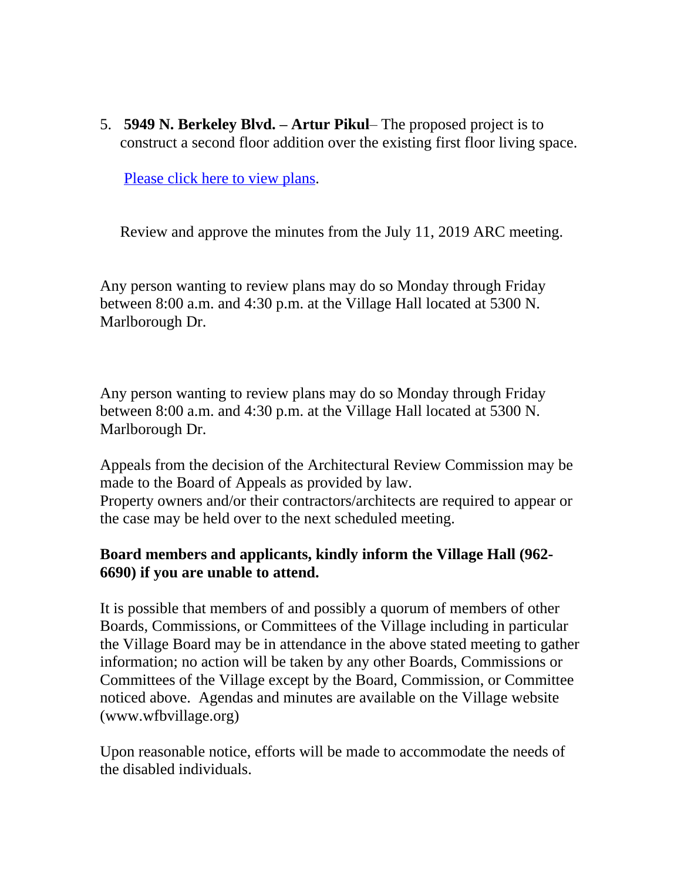5. **5949 N. Berkeley Blvd. – Artur Pikul**– The proposed project is to construct a second floor addition over the existing first floor living space.

   Please click here to view plans.

   Review and approve the minutes from the July 11, 2019 ARC meeting.

Any person wanting to review plans may do so Monday through Friday between 8:00 a.m. and 4:30 p.m. at the Village Hall located at 5300 N. Marlborough Dr.

Any person wanting to review plans may do so Monday through Friday between 8:00 a.m. and 4:30 p.m. at the Village Hall located at 5300 N. Marlborough Dr.

Appeals from the decision of the Architectural Review Commission may be made to the Board of Appeals as provided by law.
Property owners and/or their contractors/architects are required to appear or the case may be held over to the next scheduled meeting.

**Board members and applicants, kindly inform the Village Hall (962-6690) if you are unable to attend.**

It is possible that members of and possibly a quorum of members of other Boards, Commissions, or Committees of the Village including in particular the Village Board may be in attendance in the above stated meeting to gather information; no action will be taken by any other Boards, Commissions or Committees of the Village except by the Board, Commission, or Committee noticed above. Agendas and minutes are available on the Village website (www.wfbvillage.org)

Upon reasonable notice, efforts will be made to accommodate the needs of the disabled individuals.